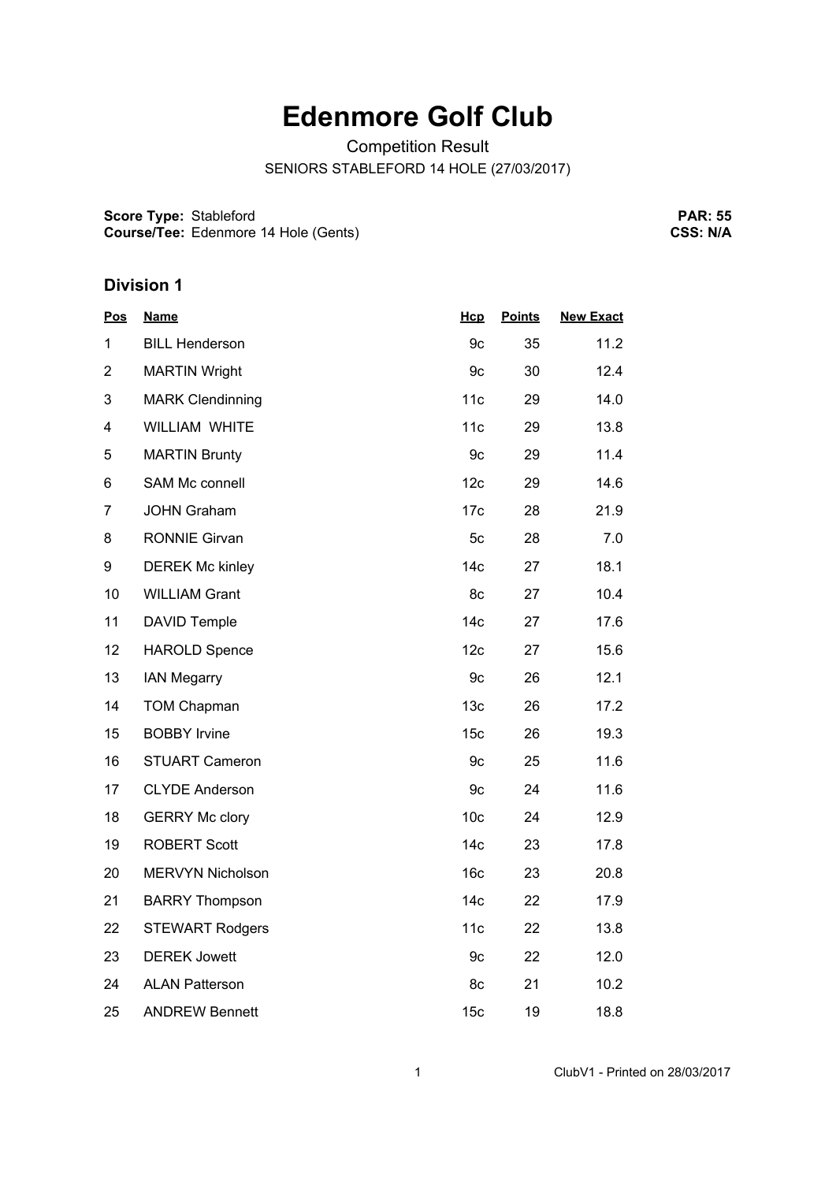# Edenmore Golf Club

Competition Result

SENIORS STABLEFORD 14 HOLE (27/03/2017)

**Score Type:** Stableford
**Course/Tee:** Edenmore 14 Hole (Gents)

**PAR: 55**
**CSS: N/A**

## Division 1

| Pos | Name | Hcp | Points | New Exact |
|---|---|---|---|---|
| 1 | BILL Henderson | 9c | 35 | 11.2 |
| 2 | MARTIN Wright | 9c | 30 | 12.4 |
| 3 | MARK Clendinning | 11c | 29 | 14.0 |
| 4 | WILLIAM WHITE | 11c | 29 | 13.8 |
| 5 | MARTIN Brunty | 9c | 29 | 11.4 |
| 6 | SAM Mc connell | 12c | 29 | 14.6 |
| 7 | JOHN Graham | 17c | 28 | 21.9 |
| 8 | RONNIE Girvan | 5c | 28 | 7.0 |
| 9 | DEREK Mc kinley | 14c | 27 | 18.1 |
| 10 | WILLIAM Grant | 8c | 27 | 10.4 |
| 11 | DAVID Temple | 14c | 27 | 17.6 |
| 12 | HAROLD Spence | 12c | 27 | 15.6 |
| 13 | IAN Megarry | 9c | 26 | 12.1 |
| 14 | TOM Chapman | 13c | 26 | 17.2 |
| 15 | BOBBY Irvine | 15c | 26 | 19.3 |
| 16 | STUART Cameron | 9c | 25 | 11.6 |
| 17 | CLYDE Anderson | 9c | 24 | 11.6 |
| 18 | GERRY Mc clory | 10c | 24 | 12.9 |
| 19 | ROBERT Scott | 14c | 23 | 17.8 |
| 20 | MERVYN Nicholson | 16c | 23 | 20.8 |
| 21 | BARRY Thompson | 14c | 22 | 17.9 |
| 22 | STEWART Rodgers | 11c | 22 | 13.8 |
| 23 | DEREK Jowett | 9c | 22 | 12.0 |
| 24 | ALAN Patterson | 8c | 21 | 10.2 |
| 25 | ANDREW Bennett | 15c | 19 | 18.8 |

ClubV1 - Printed on 28/03/2017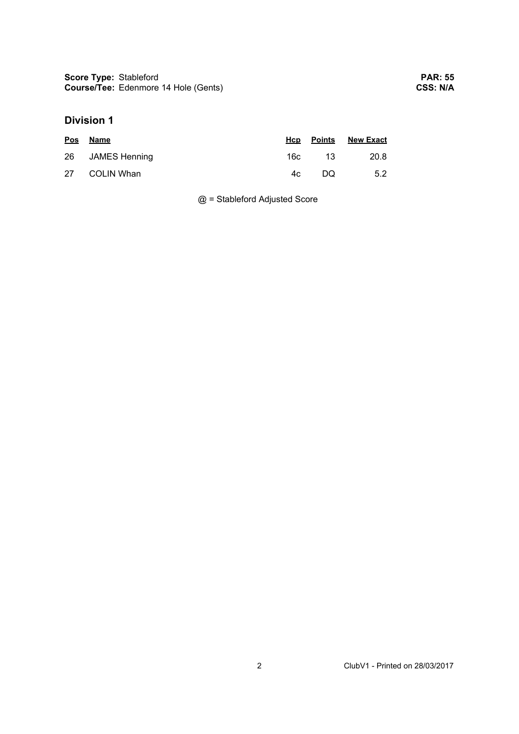**Score Type:** Stableford
**Course/Tee:** Edenmore 14 Hole (Gents)

**PAR: 55**
**CSS: N/A**

## Division 1

| Pos | Name | Hcp | Points | New Exact |
|---|---|---|---|---|
| 26 | JAMES Henning | 16c | 13 | 20.8 |
| 27 | COLIN Whan | 4c | DQ | 5.2 |

@ = Stableford Adjusted Score

ClubV1 - Printed on 28/03/2017